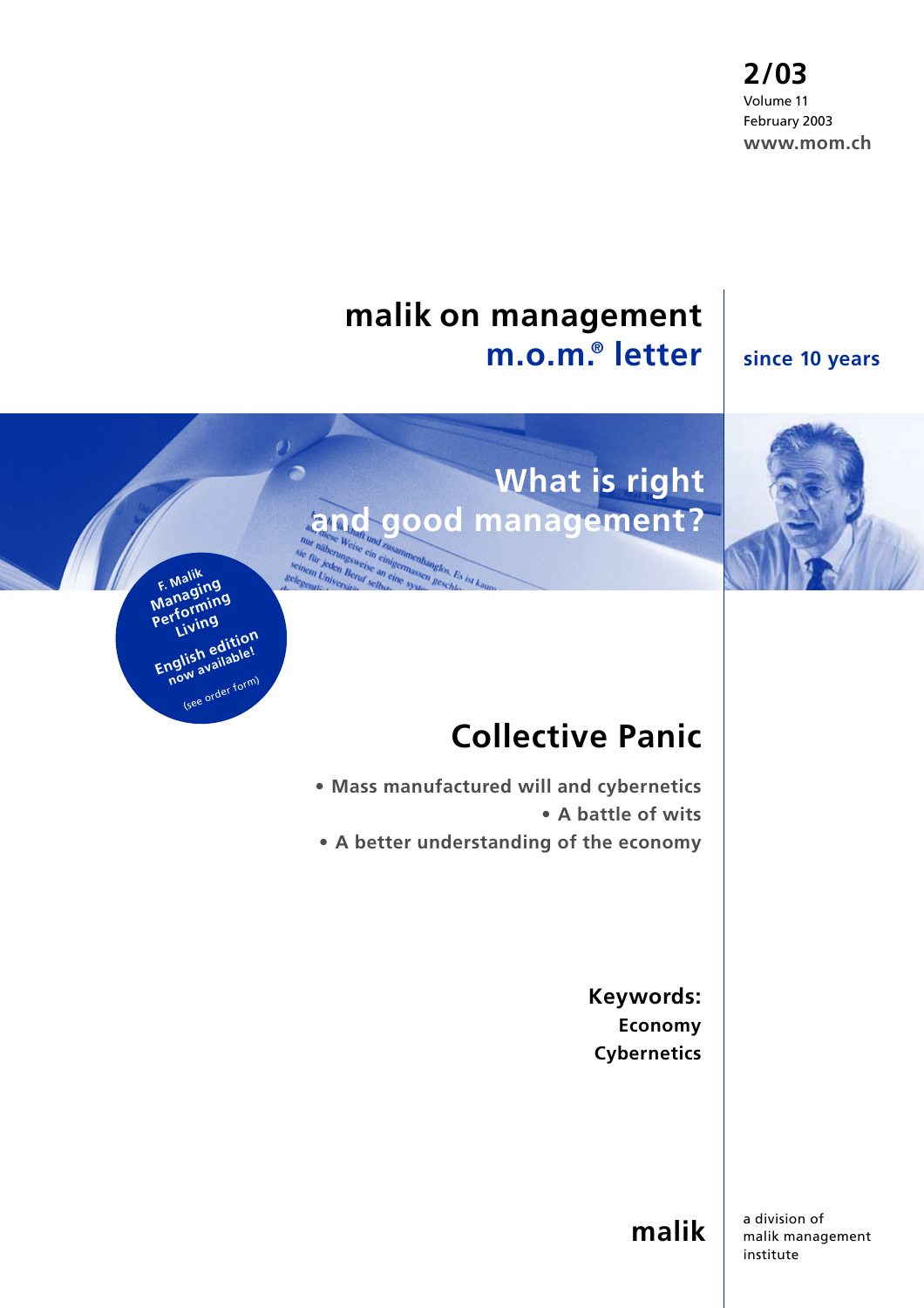**2/03**
Volume 11
February 2003
**www.mom.ch**

# malik on management
## m.o.m.® letter

**since 10 years**

## What is right and good management?

F. Malik
Managing
Performing
Living
English edition
now available!
(see order form)

# Collective Panic

- Mass manufactured will and cybernetics
- A battle of wits
- A better understanding of the economy

**Keywords:**
**Economy**
**Cybernetics**

**malik**

a division of
malik management
institute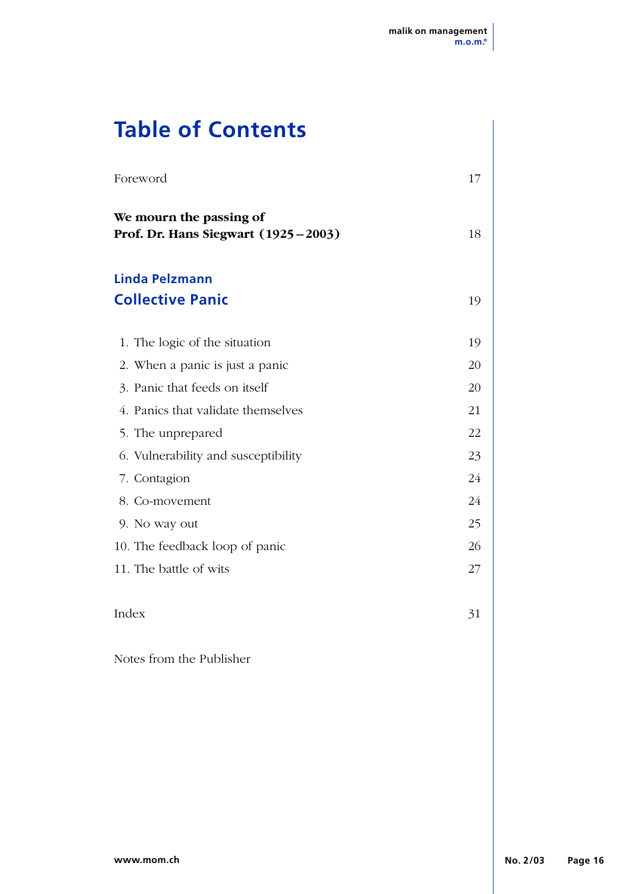# Table of Contents

| | |
|---|---|
| Foreword | 17 |
| **We mourn the passing of Prof. Dr. Hans Siegwart (1925 – 2003)** | 18 |
| **Linda Pelzmann** | |
| **Collective Panic** | 19 |
| 1. The logic of the situation | 19 |
| 2. When a panic is just a panic | 20 |
| 3. Panic that feeds on itself | 20 |
| 4. Panics that validate themselves | 21 |
| 5. The unprepared | 22 |
| 6. Vulnerability and susceptibility | 23 |
| 7. Contagion | 24 |
| 8. Co-movement | 24 |
| 9. No way out | 25 |
| 10. The feedback loop of panic | 26 |
| 11. The battle of wits | 27 |
| Index | 31 |
| Notes from the Publisher | |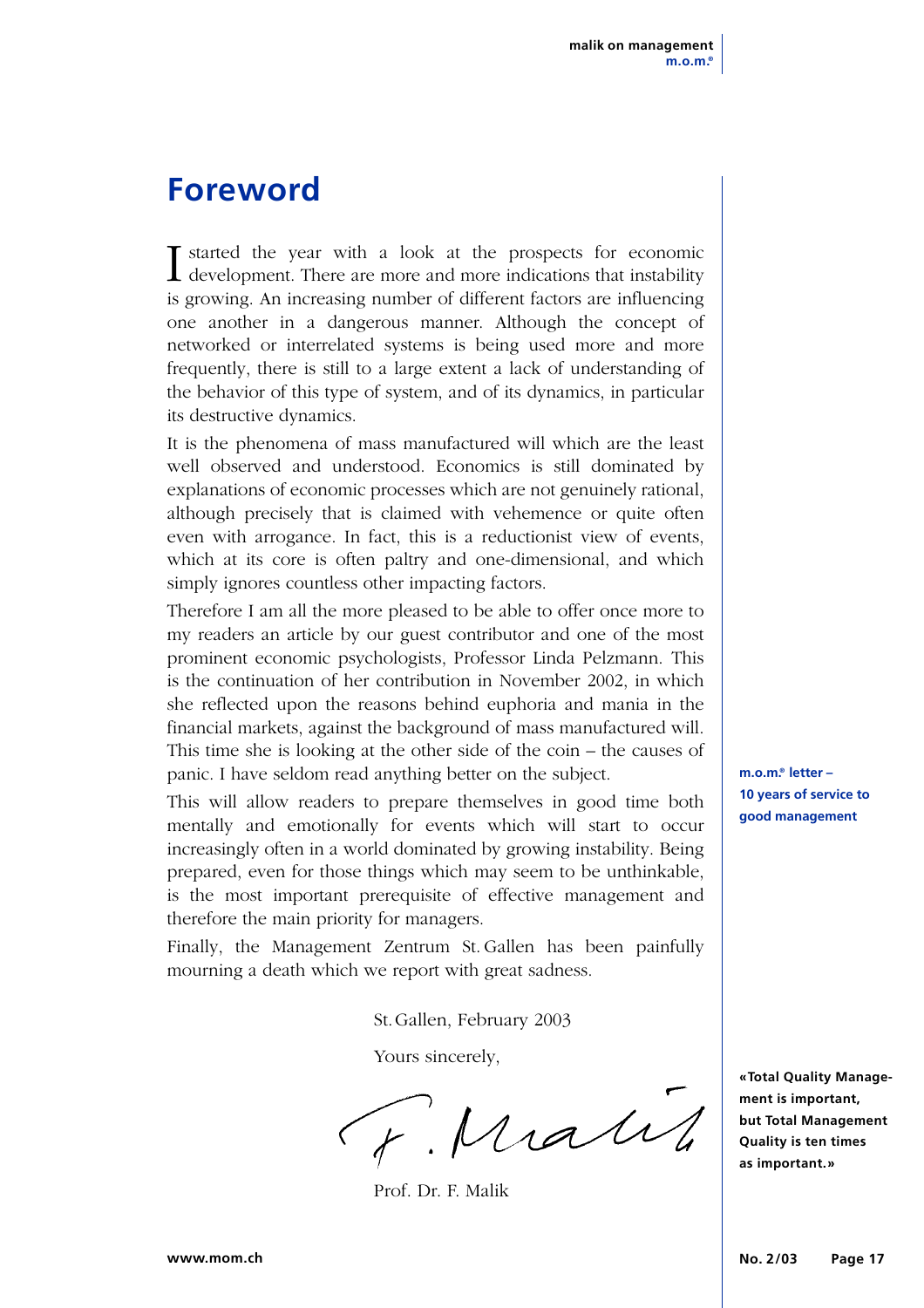# Foreword

I started the year with a look at the prospects for economic development. There are more and more indications that instability is growing. An increasing number of different factors are influencing one another in a dangerous manner. Although the concept of networked or interrelated systems is being used more and more frequently, there is still to a large extent a lack of understanding of the behavior of this type of system, and of its dynamics, in particular its destructive dynamics.

It is the phenomena of mass manufactured will which are the least well observed and understood. Economics is still dominated by explanations of economic processes which are not genuinely rational, although precisely that is claimed with vehemence or quite often even with arrogance. In fact, this is a reductionist view of events, which at its core is often paltry and one-dimensional, and which simply ignores countless other impacting factors.

Therefore I am all the more pleased to be able to offer once more to my readers an article by our guest contributor and one of the most prominent economic psychologists, Professor Linda Pelzmann. This is the continuation of her contribution in November 2002, in which she reflected upon the reasons behind euphoria and mania in the financial markets, against the background of mass manufactured will. This time she is looking at the other side of the coin – the causes of panic. I have seldom read anything better on the subject.

**m.o.m.® letter – 10 years of service to good management**

This will allow readers to prepare themselves in good time both mentally and emotionally for events which will start to occur increasingly often in a world dominated by growing instability. Being prepared, even for those things which may seem to be unthinkable, is the most important prerequisite of effective management and therefore the main priority for managers.

Finally, the Management Zentrum St. Gallen has been painfully mourning a death which we report with great sadness.

St. Gallen, February 2003

Yours sincerely,

F. Malik

Prof. Dr. F. Malik

**«Total Quality Management is important, but Total Management Quality is ten times as important.»**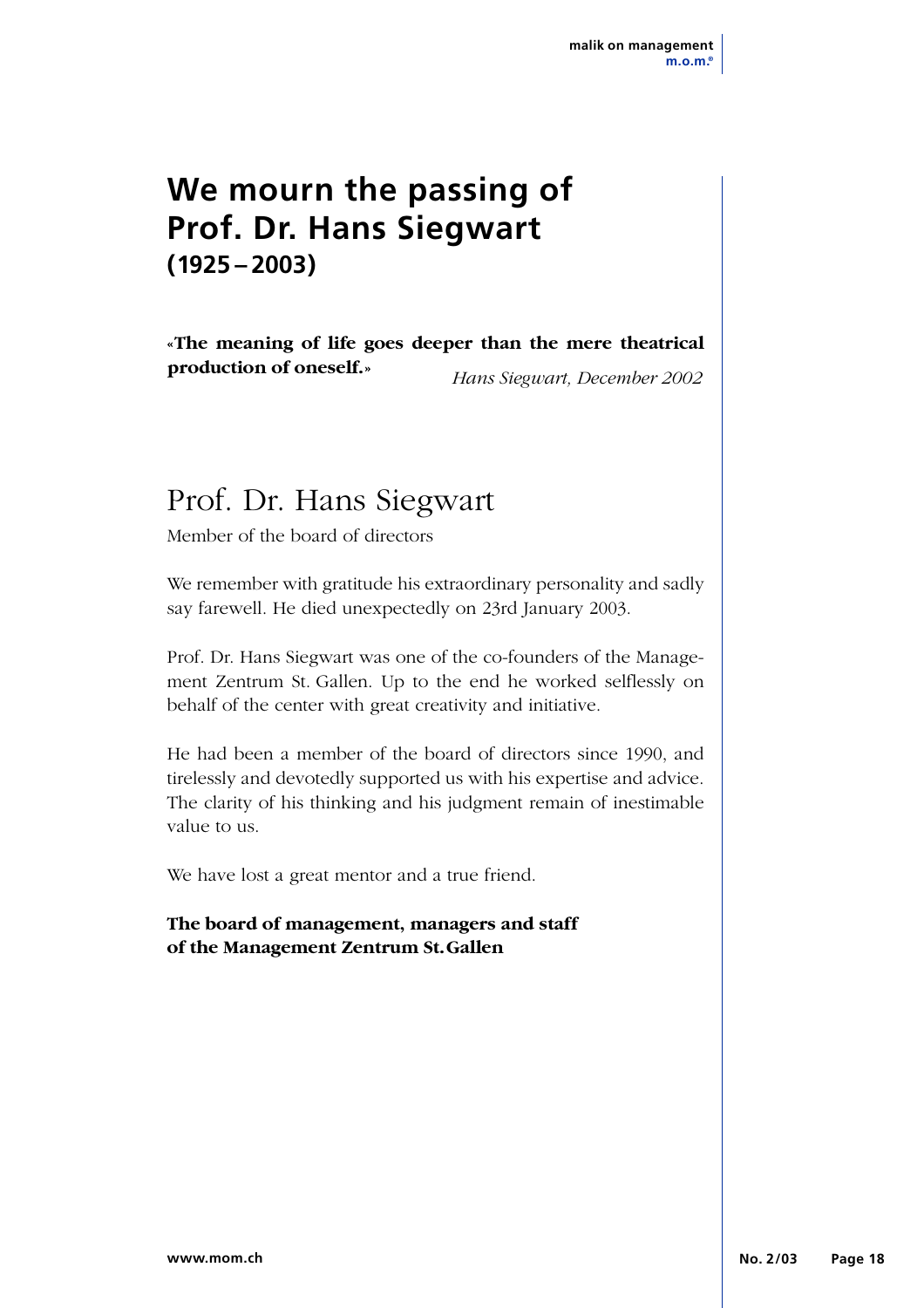# We mourn the passing of Prof. Dr. Hans Siegwart (1925 – 2003)

**«The meaning of life goes deeper than the mere theatrical production of oneself.»**

*Hans Siegwart, December 2002*

## Prof. Dr. Hans Siegwart

Member of the board of directors

We remember with gratitude his extraordinary personality and sadly say farewell. He died unexpectedly on 23rd January 2003.

Prof. Dr. Hans Siegwart was one of the co-founders of the Management Zentrum St. Gallen. Up to the end he worked selflessly on behalf of the center with great creativity and initiative.

He had been a member of the board of directors since 1990, and tirelessly and devotedly supported us with his expertise and advice. The clarity of his thinking and his judgment remain of inestimable value to us.

We have lost a great mentor and a true friend.

**The board of management, managers and staff of the Management Zentrum St. Gallen**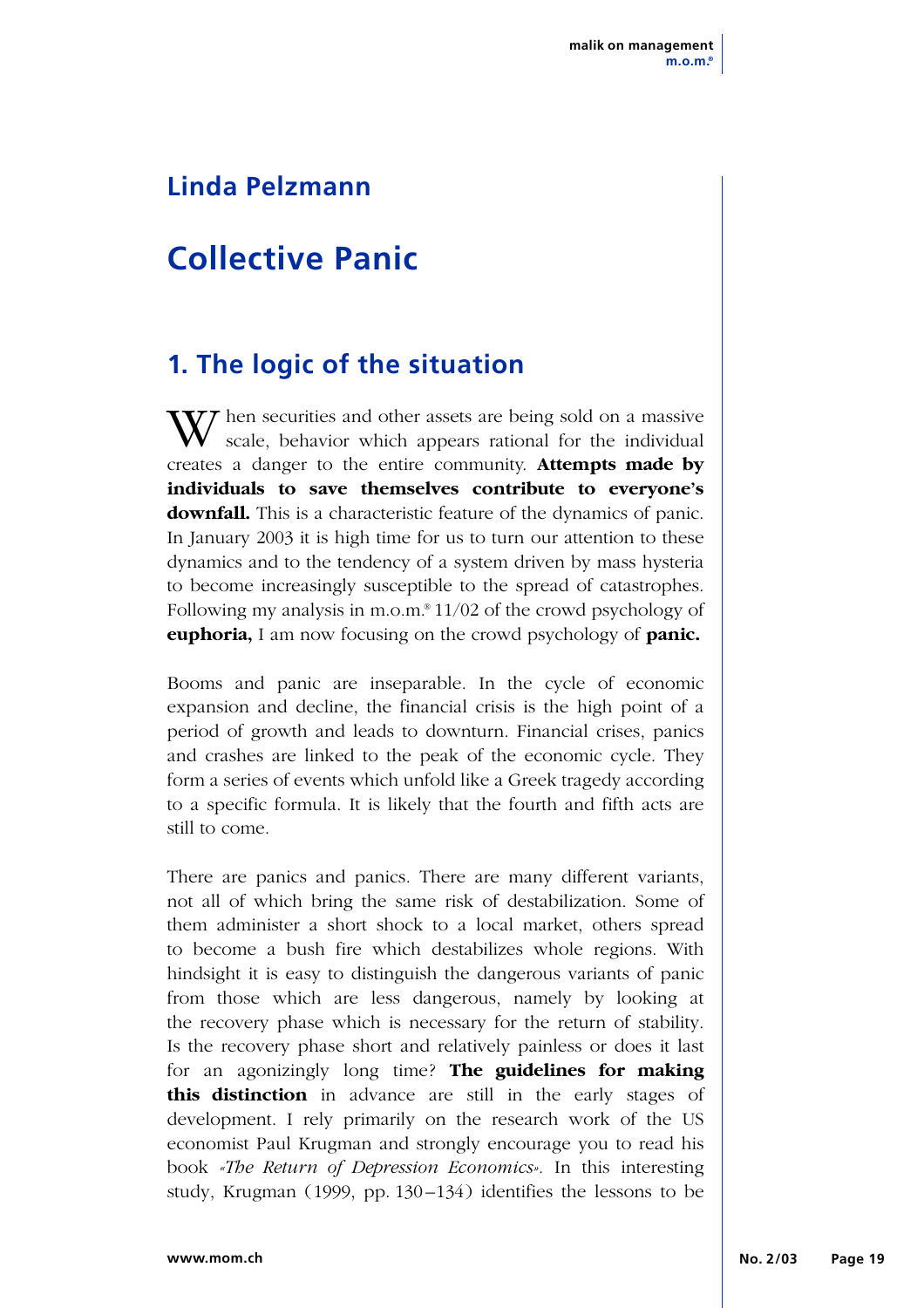## Linda Pelzmann

# Collective Panic

## 1. The logic of the situation

When securities and other assets are being sold on a massive scale, behavior which appears rational for the individual creates a danger to the entire community. **Attempts made by individuals to save themselves contribute to everyone's downfall.** This is a characteristic feature of the dynamics of panic. In January 2003 it is high time for us to turn our attention to these dynamics and to the tendency of a system driven by mass hysteria to become increasingly susceptible to the spread of catastrophes. Following my analysis in m.o.m.® 11/02 of the crowd psychology of **euphoria,** I am now focusing on the crowd psychology of **panic.**

Booms and panic are inseparable. In the cycle of economic expansion and decline, the financial crisis is the high point of a period of growth and leads to downturn. Financial crises, panics and crashes are linked to the peak of the economic cycle. They form a series of events which unfold like a Greek tragedy according to a specific formula. It is likely that the fourth and fifth acts are still to come.

There are panics and panics. There are many different variants, not all of which bring the same risk of destabilization. Some of them administer a short shock to a local market, others spread to become a bush fire which destabilizes whole regions. With hindsight it is easy to distinguish the dangerous variants of panic from those which are less dangerous, namely by looking at the recovery phase which is necessary for the return of stability. Is the recovery phase short and relatively painless or does it last for an agonizingly long time? **The guidelines for making this distinction** in advance are still in the early stages of development. I rely primarily on the research work of the US economist Paul Krugman and strongly encourage you to read his book *«The Return of Depression Economics».* In this interesting study, Krugman (1999, pp. 130–134) identifies the lessons to be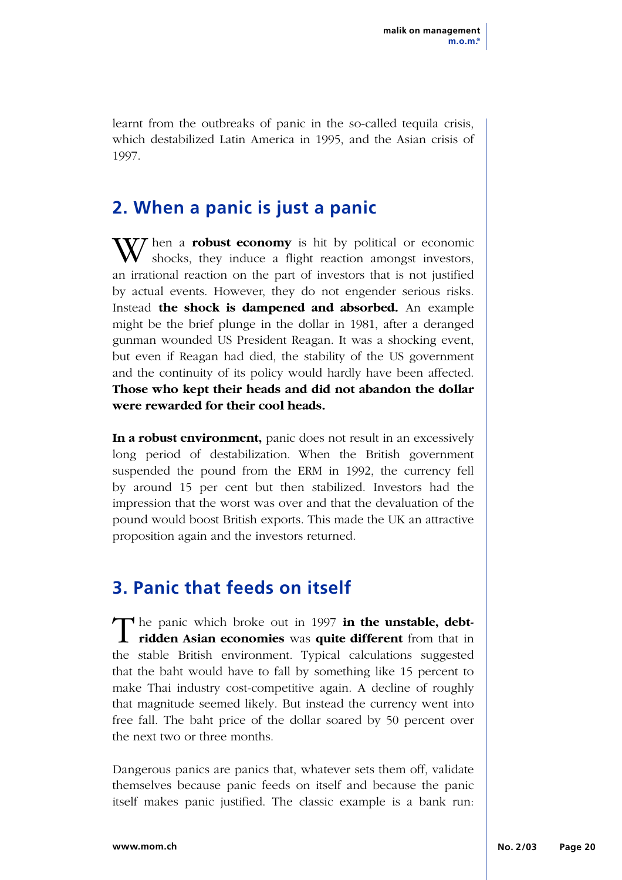learnt from the outbreaks of panic in the so-called tequila crisis, which destabilized Latin America in 1995, and the Asian crisis of 1997.

## 2. When a panic is just a panic

When a **robust economy** is hit by political or economic shocks, they induce a flight reaction amongst investors, an irrational reaction on the part of investors that is not justified by actual events. However, they do not engender serious risks. Instead **the shock is dampened and absorbed.** An example might be the brief plunge in the dollar in 1981, after a deranged gunman wounded US President Reagan. It was a shocking event, but even if Reagan had died, the stability of the US government and the continuity of its policy would hardly have been affected. **Those who kept their heads and did not abandon the dollar were rewarded for their cool heads.**

**In a robust environment,** panic does not result in an excessively long period of destabilization. When the British government suspended the pound from the ERM in 1992, the currency fell by around 15 per cent but then stabilized. Investors had the impression that the worst was over and that the devaluation of the pound would boost British exports. This made the UK an attractive proposition again and the investors returned.

## 3. Panic that feeds on itself

The panic which broke out in 1997 **in the unstable, debt-ridden Asian economies** was **quite different** from that in the stable British environment. Typical calculations suggested that the baht would have to fall by something like 15 percent to make Thai industry cost-competitive again. A decline of roughly that magnitude seemed likely. But instead the currency went into free fall. The baht price of the dollar soared by 50 percent over the next two or three months.

Dangerous panics are panics that, whatever sets them off, validate themselves because panic feeds on itself and because the panic itself makes panic justified. The classic example is a bank run: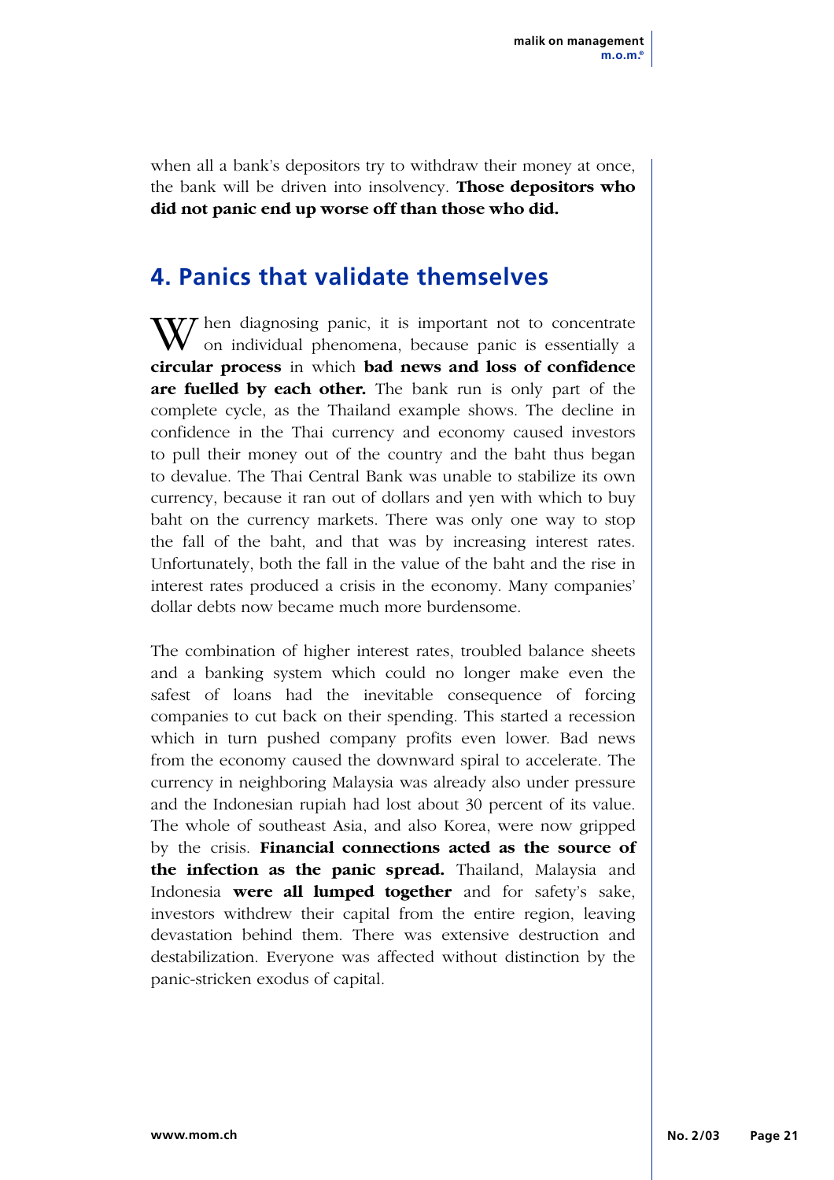when all a bank's depositors try to withdraw their money at once, the bank will be driven into insolvency. **Those depositors who did not panic end up worse off than those who did.**

## 4. Panics that validate themselves

When diagnosing panic, it is important not to concentrate on individual phenomena, because panic is essentially a **circular process** in which **bad news and loss of confidence are fuelled by each other.** The bank run is only part of the complete cycle, as the Thailand example shows. The decline in confidence in the Thai currency and economy caused investors to pull their money out of the country and the baht thus began to devalue. The Thai Central Bank was unable to stabilize its own currency, because it ran out of dollars and yen with which to buy baht on the currency markets. There was only one way to stop the fall of the baht, and that was by increasing interest rates. Unfortunately, both the fall in the value of the baht and the rise in interest rates produced a crisis in the economy. Many companies' dollar debts now became much more burdensome.

The combination of higher interest rates, troubled balance sheets and a banking system which could no longer make even the safest of loans had the inevitable consequence of forcing companies to cut back on their spending. This started a recession which in turn pushed company profits even lower. Bad news from the economy caused the downward spiral to accelerate. The currency in neighboring Malaysia was already also under pressure and the Indonesian rupiah had lost about 30 percent of its value. The whole of southeast Asia, and also Korea, were now gripped by the crisis. **Financial connections acted as the source of the infection as the panic spread.** Thailand, Malaysia and Indonesia **were all lumped together** and for safety's sake, investors withdrew their capital from the entire region, leaving devastation behind them. There was extensive destruction and destabilization. Everyone was affected without distinction by the panic-stricken exodus of capital.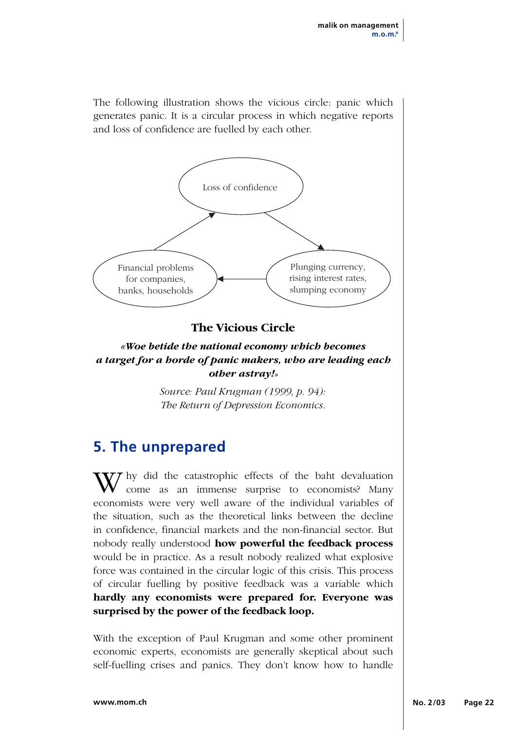The following illustration shows the vicious circle: panic which generates panic. It is a circular process in which negative reports and loss of confidence are fuelled by each other.

Loss of confidence

Plunging currency, rising interest rates, slumping economy

Financial problems for companies, banks, households

**The Vicious Circle**

***«Woe betide the national economy which becomes a target for a horde of panic makers, who are leading each other astray!»***

*Source: Paul Krugman (1999, p. 94): The Return of Depression Economics.*

## 5. The unprepared

Why did the catastrophic effects of the baht devaluation come as an immense surprise to economists? Many economists were very well aware of the individual variables of the situation, such as the theoretical links between the decline in confidence, financial markets and the non-financial sector. But nobody really understood **how powerful the feedback process** would be in practice. As a result nobody realized what explosive force was contained in the circular logic of this crisis. This process of circular fuelling by positive feedback was a variable which **hardly any economists were prepared for. Everyone was surprised by the power of the feedback loop.**

With the exception of Paul Krugman and some other prominent economic experts, economists are generally skeptical about such self-fuelling crises and panics. They don't know how to handle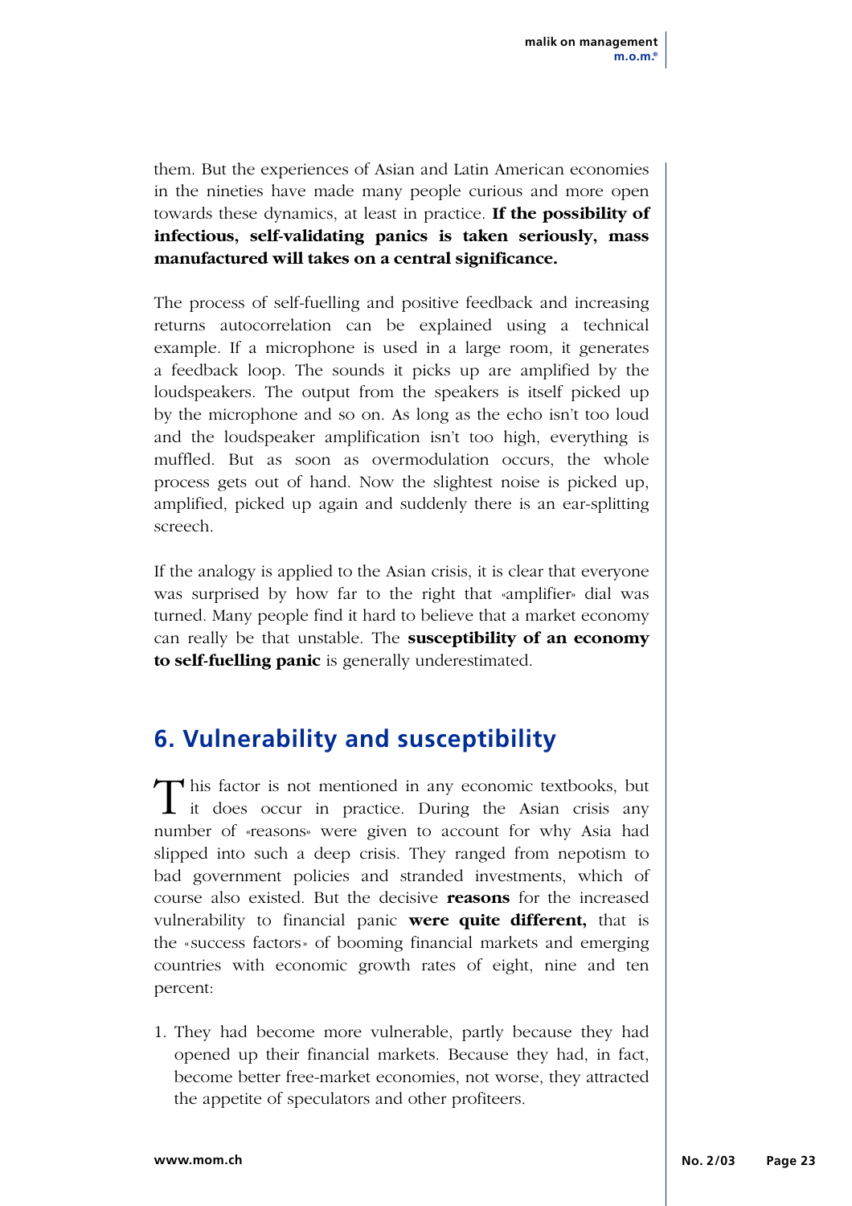them. But the experiences of Asian and Latin American economies in the nineties have made many people curious and more open towards these dynamics, at least in practice. **If the possibility of infectious, self-validating panics is taken seriously, mass manufactured will takes on a central significance.**

The process of self-fuelling and positive feedback and increasing returns autocorrelation can be explained using a technical example. If a microphone is used in a large room, it generates a feedback loop. The sounds it picks up are amplified by the loudspeakers. The output from the speakers is itself picked up by the microphone and so on. As long as the echo isn't too loud and the loudspeaker amplification isn't too high, everything is muffled. But as soon as overmodulation occurs, the whole process gets out of hand. Now the slightest noise is picked up, amplified, picked up again and suddenly there is an ear-splitting screech.

If the analogy is applied to the Asian crisis, it is clear that everyone was surprised by how far to the right that «amplifier» dial was turned. Many people find it hard to believe that a market economy can really be that unstable. The **susceptibility of an economy to self-fuelling panic** is generally underestimated.

## 6. Vulnerability and susceptibility

This factor is not mentioned in any economic textbooks, but it does occur in practice. During the Asian crisis any number of «reasons» were given to account for why Asia had slipped into such a deep crisis. They ranged from nepotism to bad government policies and stranded investments, which of course also existed. But the decisive **reasons** for the increased vulnerability to financial panic **were quite different,** that is the «success factors» of booming financial markets and emerging countries with economic growth rates of eight, nine and ten percent:

1. They had become more vulnerable, partly because they had opened up their financial markets. Because they had, in fact, become better free-market economies, not worse, they attracted the appetite of speculators and other profiteers.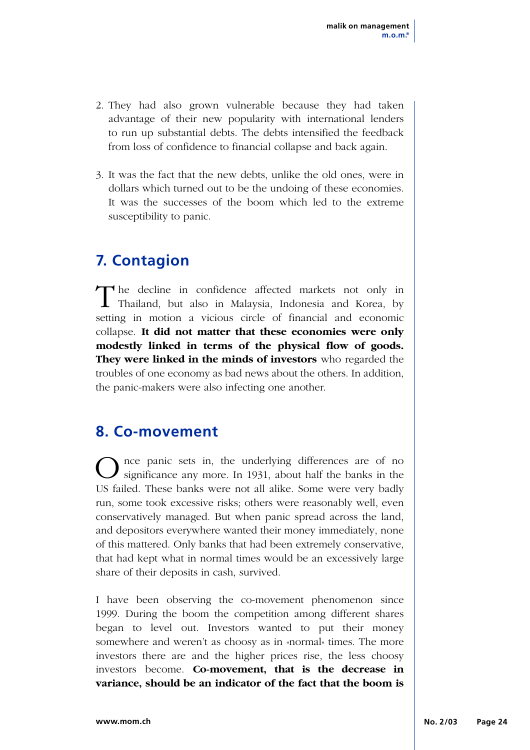2. They had also grown vulnerable because they had taken advantage of their new popularity with international lenders to run up substantial debts. The debts intensified the feedback from loss of confidence to financial collapse and back again.

3. It was the fact that the new debts, unlike the old ones, were in dollars which turned out to be the undoing of these economies. It was the successes of the boom which led to the extreme susceptibility to panic.

## 7. Contagion

The decline in confidence affected markets not only in Thailand, but also in Malaysia, Indonesia and Korea, by setting in motion a vicious circle of financial and economic collapse. **It did not matter that these economies were only modestly linked in terms of the physical flow of goods. They were linked in the minds of investors** who regarded the troubles of one economy as bad news about the others. In addition, the panic-makers were also infecting one another.

## 8. Co-movement

Once panic sets in, the underlying differences are of no significance any more. In 1931, about half the banks in the US failed. These banks were not all alike. Some were very badly run, some took excessive risks; others were reasonably well, even conservatively managed. But when panic spread across the land, and depositors everywhere wanted their money immediately, none of this mattered. Only banks that had been extremely conservative, that had kept what in normal times would be an excessively large share of their deposits in cash, survived.

I have been observing the co-movement phenomenon since 1999. During the boom the competition among different shares began to level out. Investors wanted to put their money somewhere and weren't as choosy as in «normal» times. The more investors there are and the higher prices rise, the less choosy investors become. **Co-movement, that is the decrease in variance, should be an indicator of the fact that the boom is**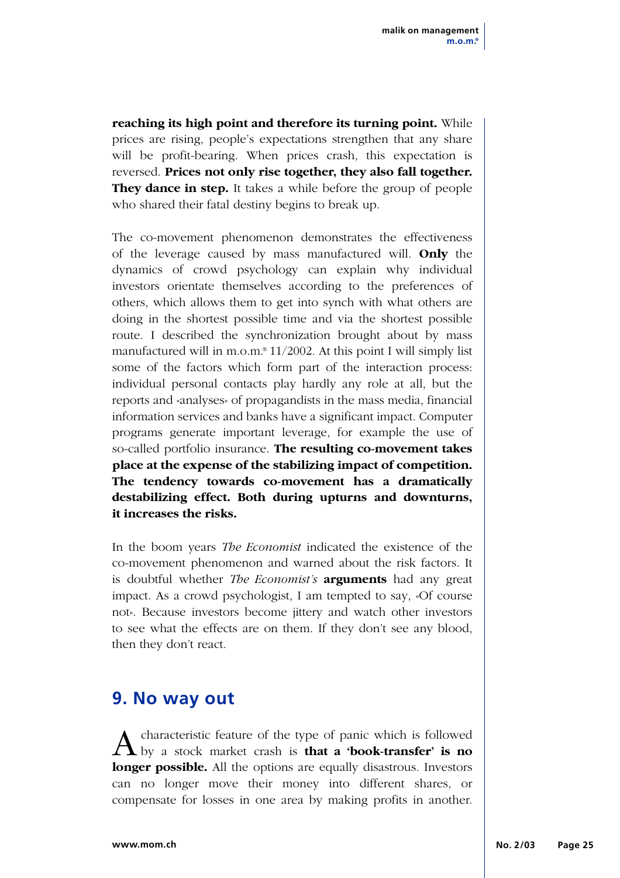**reaching its high point and therefore its turning point.** While prices are rising, people's expectations strengthen that any share will be profit-bearing. When prices crash, this expectation is reversed. **Prices not only rise together, they also fall together. They dance in step.** It takes a while before the group of people who shared their fatal destiny begins to break up.

The co-movement phenomenon demonstrates the effectiveness of the leverage caused by mass manufactured will. **Only** the dynamics of crowd psychology can explain why individual investors orientate themselves according to the preferences of others, which allows them to get into synch with what others are doing in the shortest possible time and via the shortest possible route. I described the synchronization brought about by mass manufactured will in m.o.m.® 11/2002. At this point I will simply list some of the factors which form part of the interaction process: individual personal contacts play hardly any role at all, but the reports and «analyses» of propagandists in the mass media, financial information services and banks have a significant impact. Computer programs generate important leverage, for example the use of so-called portfolio insurance. **The resulting co-movement takes place at the expense of the stabilizing impact of competition. The tendency towards co-movement has a dramatically destabilizing effect. Both during upturns and downturns, it increases the risks.**

In the boom years *The Economist* indicated the existence of the co-movement phenomenon and warned about the risk factors. It is doubtful whether *The Economist's* **arguments** had any great impact. As a crowd psychologist, I am tempted to say, «Of course not». Because investors become jittery and watch other investors to see what the effects are on them. If they don't see any blood, then they don't react.

## 9. No way out

A characteristic feature of the type of panic which is followed by a stock market crash is **that a 'book-transfer' is no longer possible.** All the options are equally disastrous. Investors can no longer move their money into different shares, or compensate for losses in one area by making profits in another.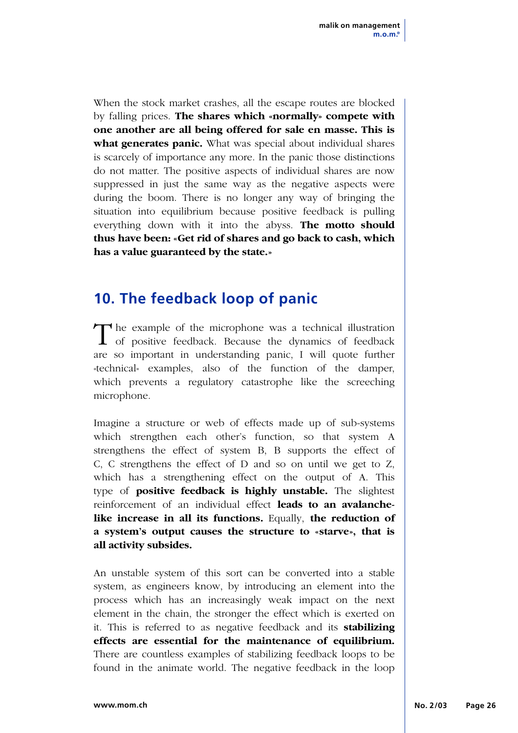When the stock market crashes, all the escape routes are blocked by falling prices. **The shares which «normally» compete with one another are all being offered for sale en masse. This is what generates panic.** What was special about individual shares is scarcely of importance any more. In the panic those distinctions do not matter. The positive aspects of individual shares are now suppressed in just the same way as the negative aspects were during the boom. There is no longer any way of bringing the situation into equilibrium because positive feedback is pulling everything down with it into the abyss. **The motto should thus have been: «Get rid of shares and go back to cash, which has a value guaranteed by the state.»**

## 10. The feedback loop of panic

The example of the microphone was a technical illustration of positive feedback. Because the dynamics of feedback are so important in understanding panic, I will quote further «technical» examples, also of the function of the damper, which prevents a regulatory catastrophe like the screeching microphone.

Imagine a structure or web of effects made up of sub-systems which strengthen each other's function, so that system A strengthens the effect of system B, B supports the effect of C, C strengthens the effect of D and so on until we get to Z, which has a strengthening effect on the output of A. This type of **positive feedback is highly unstable.** The slightest reinforcement of an individual effect **leads to an avalanche-like increase in all its functions.** Equally, **the reduction of a system's output causes the structure to «starve», that is all activity subsides.**

An unstable system of this sort can be converted into a stable system, as engineers know, by introducing an element into the process which has an increasingly weak impact on the next element in the chain, the stronger the effect which is exerted on it. This is referred to as negative feedback and its **stabilizing effects are essential for the maintenance of equilibrium.** There are countless examples of stabilizing feedback loops to be found in the animate world. The negative feedback in the loop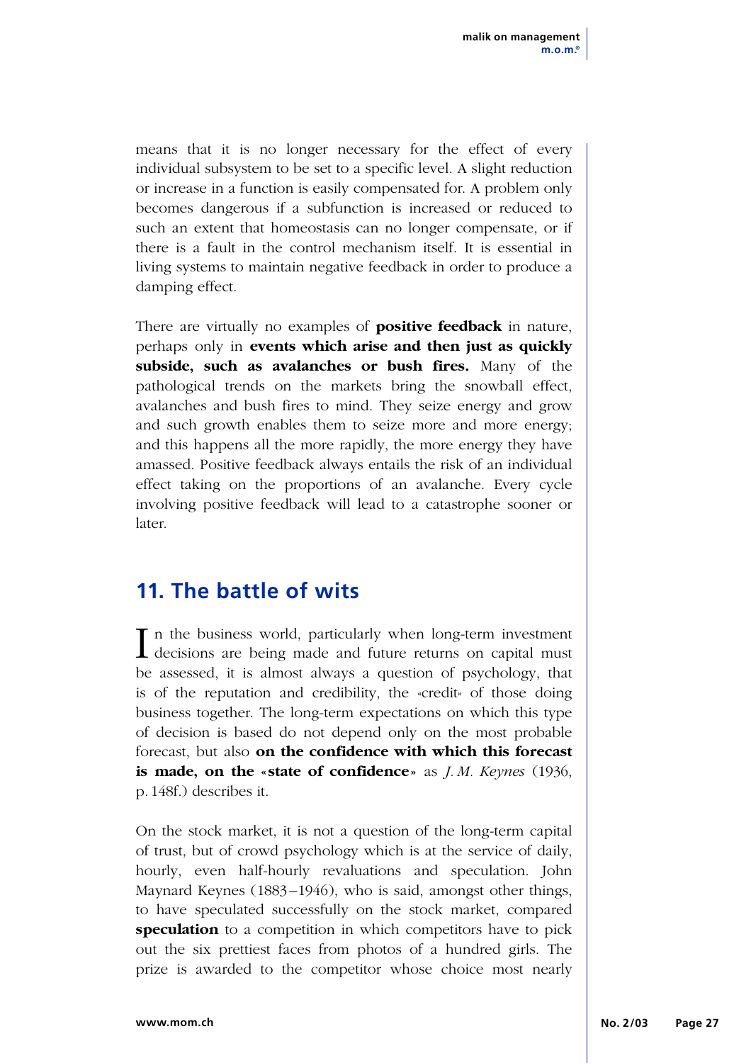means that it is no longer necessary for the effect of every individual subsystem to be set to a specific level. A slight reduction or increase in a function is easily compensated for. A problem only becomes dangerous if a subfunction is increased or reduced to such an extent that homeostasis can no longer compensate, or if there is a fault in the control mechanism itself. It is essential in living systems to maintain negative feedback in order to produce a damping effect.

There are virtually no examples of **positive feedback** in nature, perhaps only in **events which arise and then just as quickly subside, such as avalanches or bush fires.** Many of the pathological trends on the markets bring the snowball effect, avalanches and bush fires to mind. They seize energy and grow and such growth enables them to seize more and more energy; and this happens all the more rapidly, the more energy they have amassed. Positive feedback always entails the risk of an individual effect taking on the proportions of an avalanche. Every cycle involving positive feedback will lead to a catastrophe sooner or later.

## 11. The battle of wits

In the business world, particularly when long-term investment decisions are being made and future returns on capital must be assessed, it is almost always a question of psychology, that is of the reputation and credibility, the «credit» of those doing business together. The long-term expectations on which this type of decision is based do not depend only on the most probable forecast, but also **on the confidence with which this forecast is made, on the «state of confidence»** as *J. M. Keynes* (1936, p. 148f.) describes it.

On the stock market, it is not a question of the long-term capital of trust, but of crowd psychology which is at the service of daily, hourly, even half-hourly revaluations and speculation. John Maynard Keynes (1883–1946), who is said, amongst other things, to have speculated successfully on the stock market, compared **speculation** to a competition in which competitors have to pick out the six prettiest faces from photos of a hundred girls. The prize is awarded to the competitor whose choice most nearly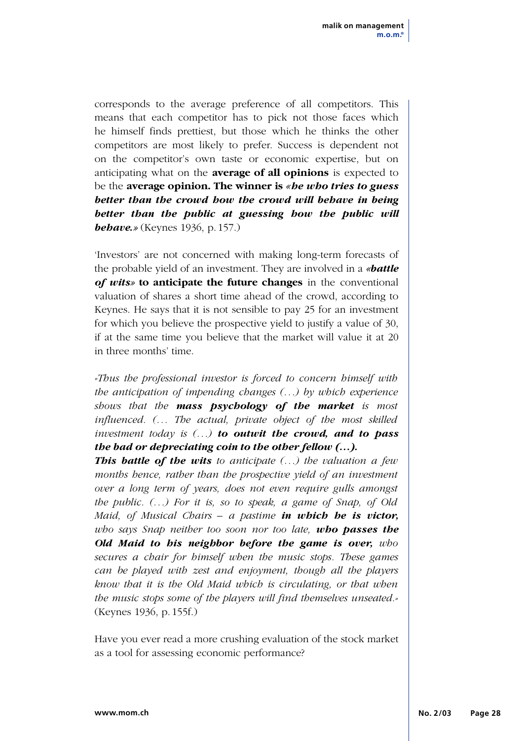corresponds to the average preference of all competitors. This means that each competitor has to pick not those faces which he himself finds prettiest, but those which he thinks the other competitors are most likely to prefer. Success is dependent not on the competitor's own taste or economic expertise, but on anticipating what on the **average of all opinions** is expected to be the **average opinion. The winner is *«he who tries to guess better than the crowd how the crowd will behave in being better than the public at guessing how the public will behave.»*** (Keynes 1936, p. 157.)

'Investors' are not concerned with making long-term forecasts of the probable yield of an investment. They are involved in a ***«battle of wits»* to anticipate the future changes** in the conventional valuation of shares a short time ahead of the crowd, according to Keynes. He says that it is not sensible to pay 25 for an investment for which you believe the prospective yield to justify a value of 30, if at the same time you believe that the market will value it at 20 in three months' time.

*«Thus the professional investor is forced to concern himself with the anticipation of impending changes (…) by which experience shows that the **mass psychology of the market** is most influenced. (… The actual, private object of the most skilled investment today is (…) **to outwit the crowd, and to pass the bad or depreciating coin to the other fellow (…).***
***This battle of the wits** to anticipate (…) the valuation a few months hence, rather than the prospective yield of an investment over a long term of years, does not even require gulls amongst the public. (…) For it is, so to speak, a game of Snap, of Old Maid, of Musical Chairs – a pastime **in which he is victor,** who says Snap neither too soon nor too late, **who passes the Old Maid to his neighbor before the game is over,** who secures a chair for himself when the music stops. These games can be played with zest and enjoyment, though all the players know that it is the Old Maid which is circulating, or that when the music stops some of the players will find themselves unseated.»*
(Keynes 1936, p. 155f.)

Have you ever read a more crushing evaluation of the stock market as a tool for assessing economic performance?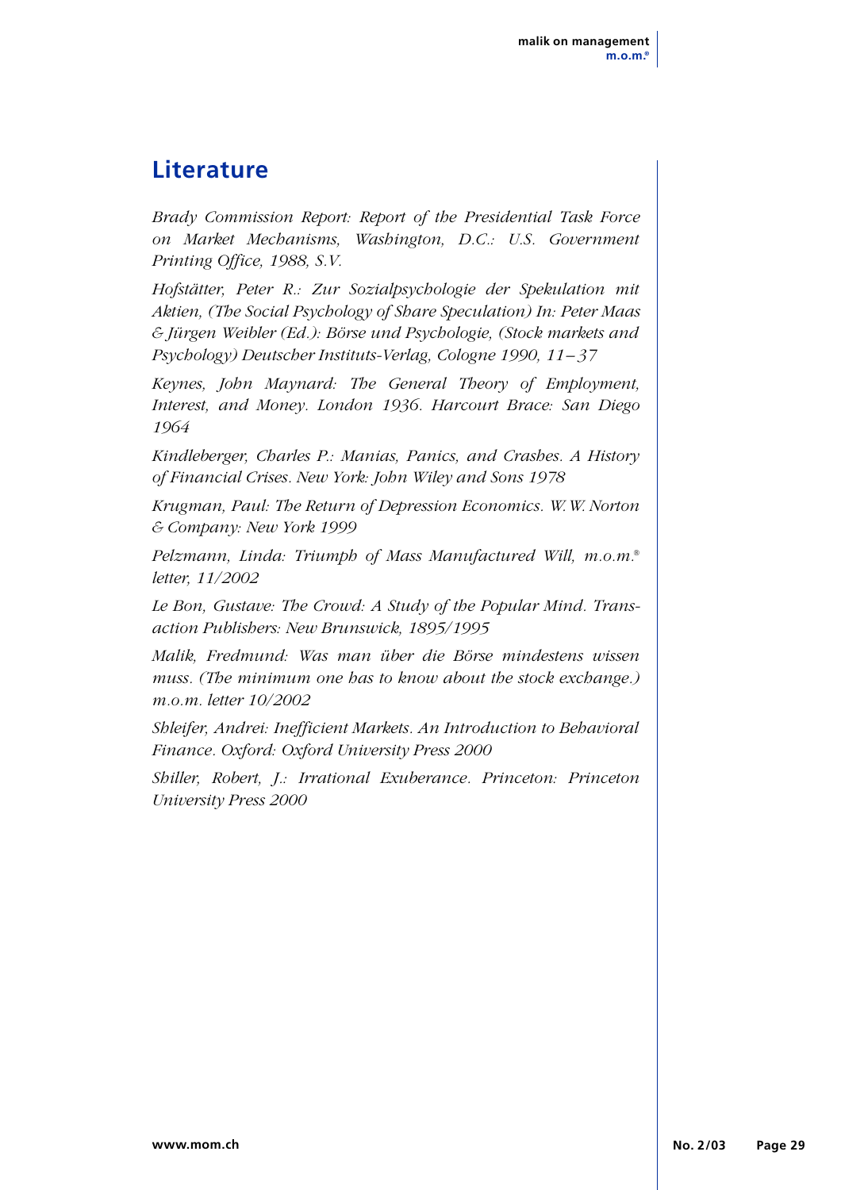## Literature

*Brady Commission Report: Report of the Presidential Task Force on Market Mechanisms, Washington, D.C.: U.S. Government Printing Office, 1988, S.V.*

*Hofstätter, Peter R.: Zur Sozialpsychologie der Spekulation mit Aktien, (The Social Psychology of Share Speculation) In: Peter Maas & Jürgen Weibler (Ed.): Börse und Psychologie, (Stock markets and Psychology) Deutscher Instituts-Verlag, Cologne 1990, 11–37*

*Keynes, John Maynard: The General Theory of Employment, Interest, and Money. London 1936. Harcourt Brace: San Diego 1964*

*Kindleberger, Charles P.: Manias, Panics, and Crashes. A History of Financial Crises. New York: John Wiley and Sons 1978*

*Krugman, Paul: The Return of Depression Economics. W. W. Norton & Company: New York 1999*

*Pelzmann, Linda: Triumph of Mass Manufactured Will, m.o.m.® letter, 11/2002*

*Le Bon, Gustave: The Crowd: A Study of the Popular Mind. Transaction Publishers: New Brunswick, 1895/1995*

*Malik, Fredmund: Was man über die Börse mindestens wissen muss. (The minimum one has to know about the stock exchange.) m.o.m. letter 10/2002*

*Shleifer, Andrei: Inefficient Markets. An Introduction to Behavioral Finance. Oxford: Oxford University Press 2000*

*Shiller, Robert, J.: Irrational Exuberance. Princeton: Princeton University Press 2000*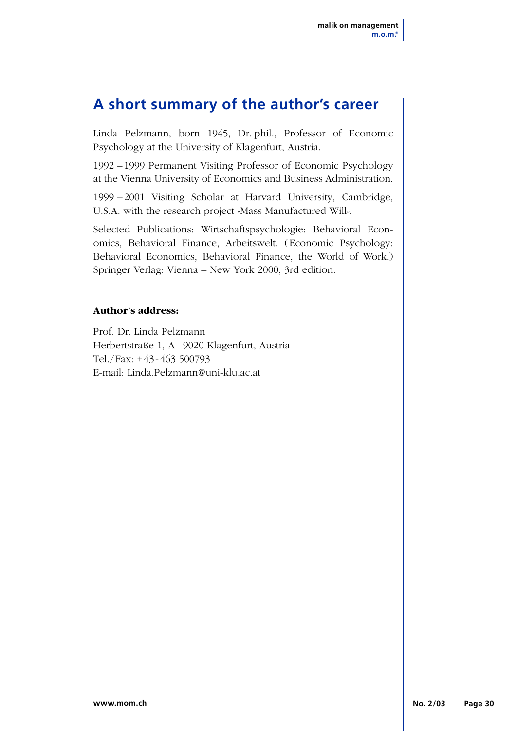## A short summary of the author's career

Linda Pelzmann, born 1945, Dr. phil., Professor of Economic Psychology at the University of Klagenfurt, Austria.

1992 – 1999 Permanent Visiting Professor of Economic Psychology at the Vienna University of Economics and Business Administration.

1999 – 2001 Visiting Scholar at Harvard University, Cambridge, U.S.A. with the research project «Mass Manufactured Will».

Selected Publications: Wirtschaftspsychologie: Behavioral Economics, Behavioral Finance, Arbeitswelt. (Economic Psychology: Behavioral Economics, Behavioral Finance, the World of Work.) Springer Verlag: Vienna – New York 2000, 3rd edition.

**Author's address:**

Prof. Dr. Linda Pelzmann
Herbertstraße 1, A – 9020 Klagenfurt, Austria
Tel./Fax: + 43 - 463 500793
E-mail: Linda.Pelzmann@uni-klu.ac.at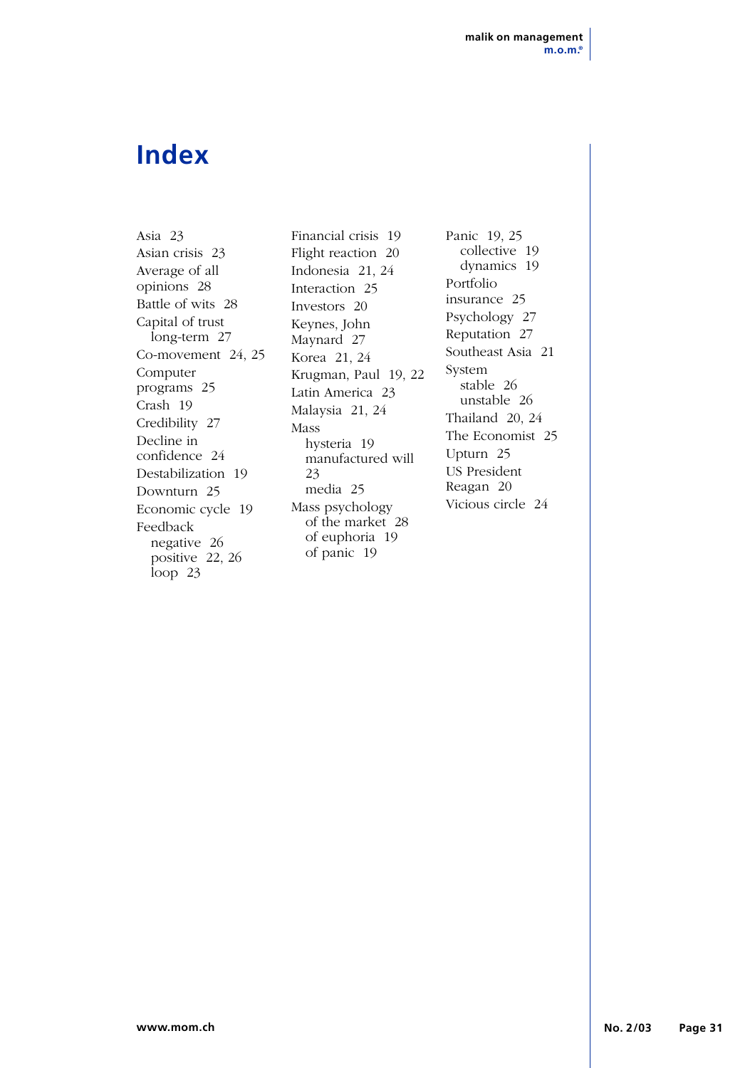# Index

Asia 23
Asian crisis 23
Average of all opinions 28
Battle of wits 28
Capital of trust
  long-term 27
Co-movement 24, 25
Computer programs 25
Crash 19
Credibility 27
Decline in confidence 24
Destabilization 19
Downturn 25
Economic cycle 19
Feedback
  negative 26
  positive 22, 26
  loop 23

Financial crisis 19
Flight reaction 20
Indonesia 21, 24
Interaction 25
Investors 20
Keynes, John Maynard 27
Korea 21, 24
Krugman, Paul 19, 22
Latin America 23
Malaysia 21, 24
Mass
  hysteria 19
  manufactured will 23
  media 25
Mass psychology
  of the market 28
  of euphoria 19
  of panic 19

Panic 19, 25
  collective 19
  dynamics 19
Portfolio insurance 25
Psychology 27
Reputation 27
Southeast Asia 21
System
  stable 26
  unstable 26
Thailand 20, 24
The Economist 25
Upturn 25
US President Reagan 20
Vicious circle 24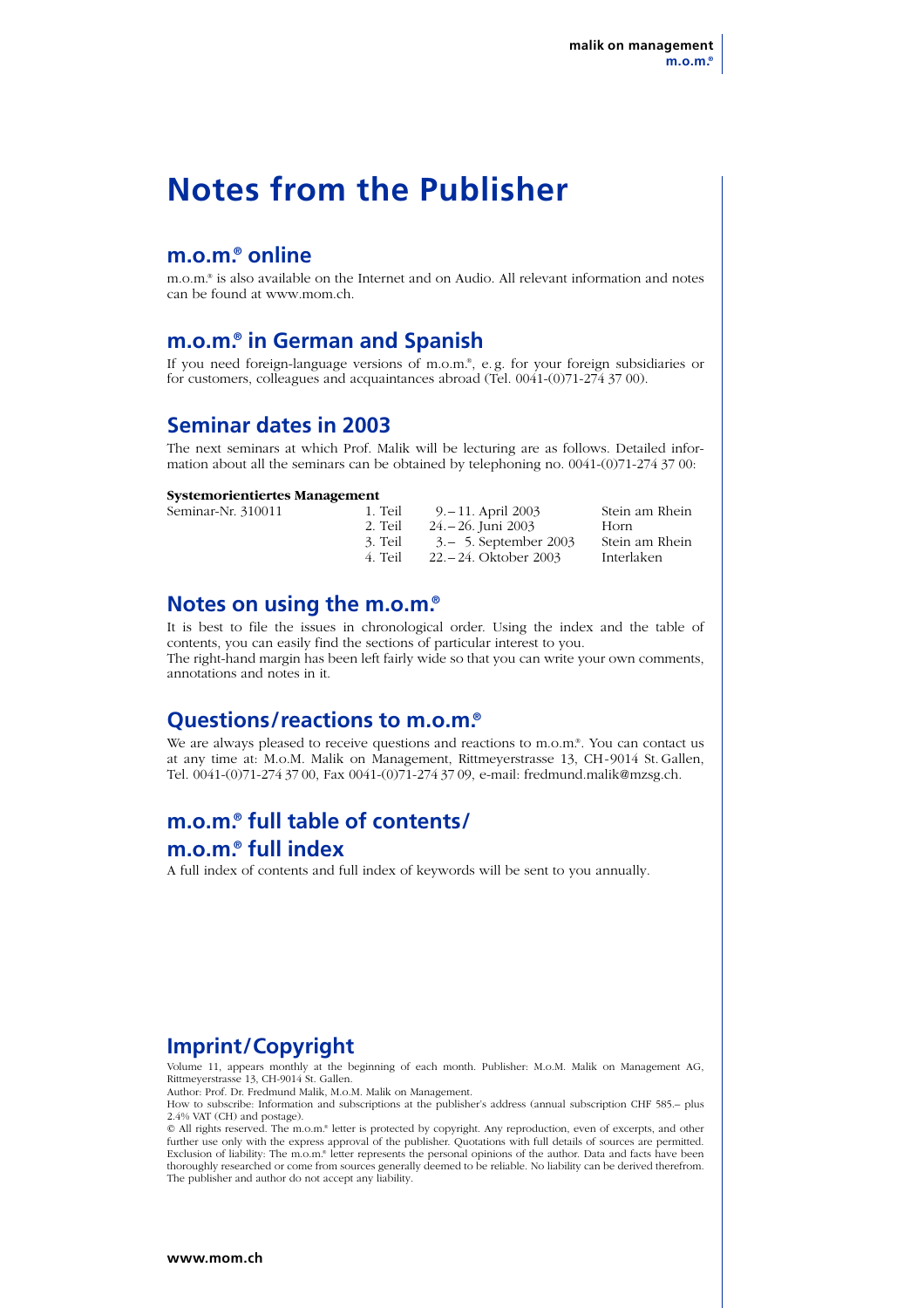# Notes from the Publisher

## m.o.m.® online

m.o.m.® is also available on the Internet and on Audio. All relevant information and notes can be found at www.mom.ch.

## m.o.m.® in German and Spanish

If you need foreign-language versions of m.o.m.®, e.g. for your foreign subsidiaries or for customers, colleagues and acquaintances abroad (Tel. 0041-(0)71-274 37 00).

## Seminar dates in 2003

The next seminars at which Prof. Malik will be lecturing are as follows. Detailed information about all the seminars can be obtained by telephoning no. 0041-(0)71-274 37 00:

**Systemorientiertes Management**

| | | | |
|---|---|---|---|
| Seminar-Nr. 310011 | 1. Teil | 9.–11. April 2003 | Stein am Rhein |
| | 2. Teil | 24.–26. Juni 2003 | Horn |
| | 3. Teil | 3.– 5. September 2003 | Stein am Rhein |
| | 4. Teil | 22.–24. Oktober 2003 | Interlaken |

## Notes on using the m.o.m.®

It is best to file the issues in chronological order. Using the index and the table of contents, you can easily find the sections of particular interest to you.
The right-hand margin has been left fairly wide so that you can write your own comments, annotations and notes in it.

## Questions/reactions to m.o.m.®

We are always pleased to receive questions and reactions to m.o.m.®. You can contact us at any time at: M.o.M. Malik on Management, Rittmeyerstrasse 13, CH-9014 St. Gallen, Tel. 0041-(0)71-274 37 00, Fax 0041-(0)71-274 37 09, e-mail: fredmund.malik@mzsg.ch.

## m.o.m.® full table of contents/ m.o.m.® full index

A full index of contents and full index of keywords will be sent to you annually.

## Imprint/Copyright

Volume 11, appears monthly at the beginning of each month. Publisher: M.o.M. Malik on Management AG, Rittmeyerstrasse 13, CH-9014 St. Gallen.
Author: Prof. Dr. Fredmund Malik, M.o.M. Malik on Management.
How to subscribe: Information and subscriptions at the publisher's address (annual subscription CHF 585.– plus 2.4% VAT (CH) and postage).
© All rights reserved. The m.o.m.® letter is protected by copyright. Any reproduction, even of excerpts, and other further use only with the express approval of the publisher. Quotations with full details of sources are permitted. Exclusion of liability: The m.o.m.® letter represents the personal opinions of the author. Data and facts have been thoroughly researched or come from sources generally deemed to be reliable. No liability can be derived therefrom. The publisher and author do not accept any liability.

www.mom.ch